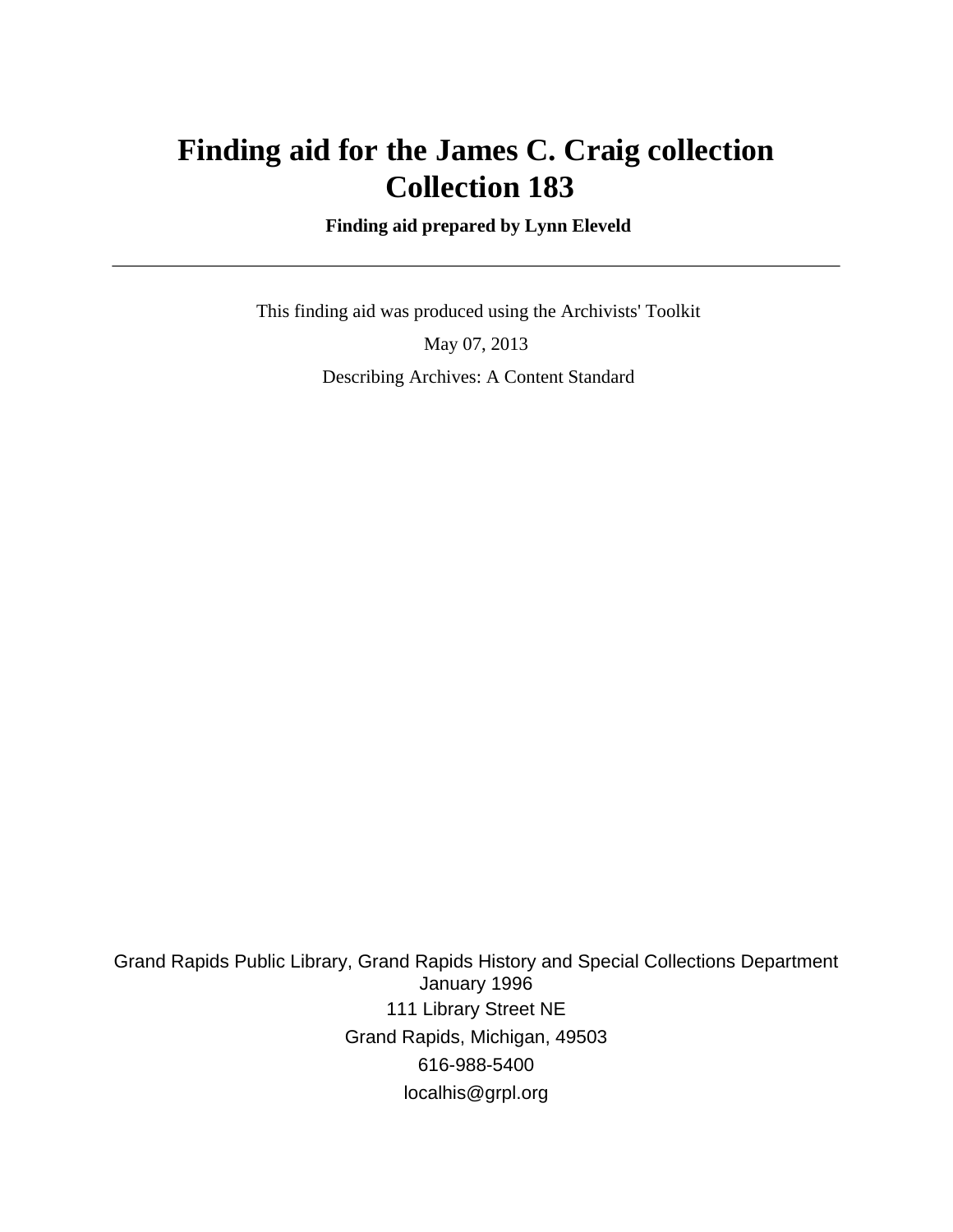# Finding aid for the James C. Craig collection
# Collection 183

**Finding aid prepared by Lynn Eleveld**

---

This finding aid was produced using the Archivists' Toolkit

May 07, 2013

Describing Archives: A Content Standard

Grand Rapids Public Library, Grand Rapids History and Special Collections Department
January 1996
111 Library Street NE
Grand Rapids, Michigan, 49503
616-988-5400
localhis@grpl.org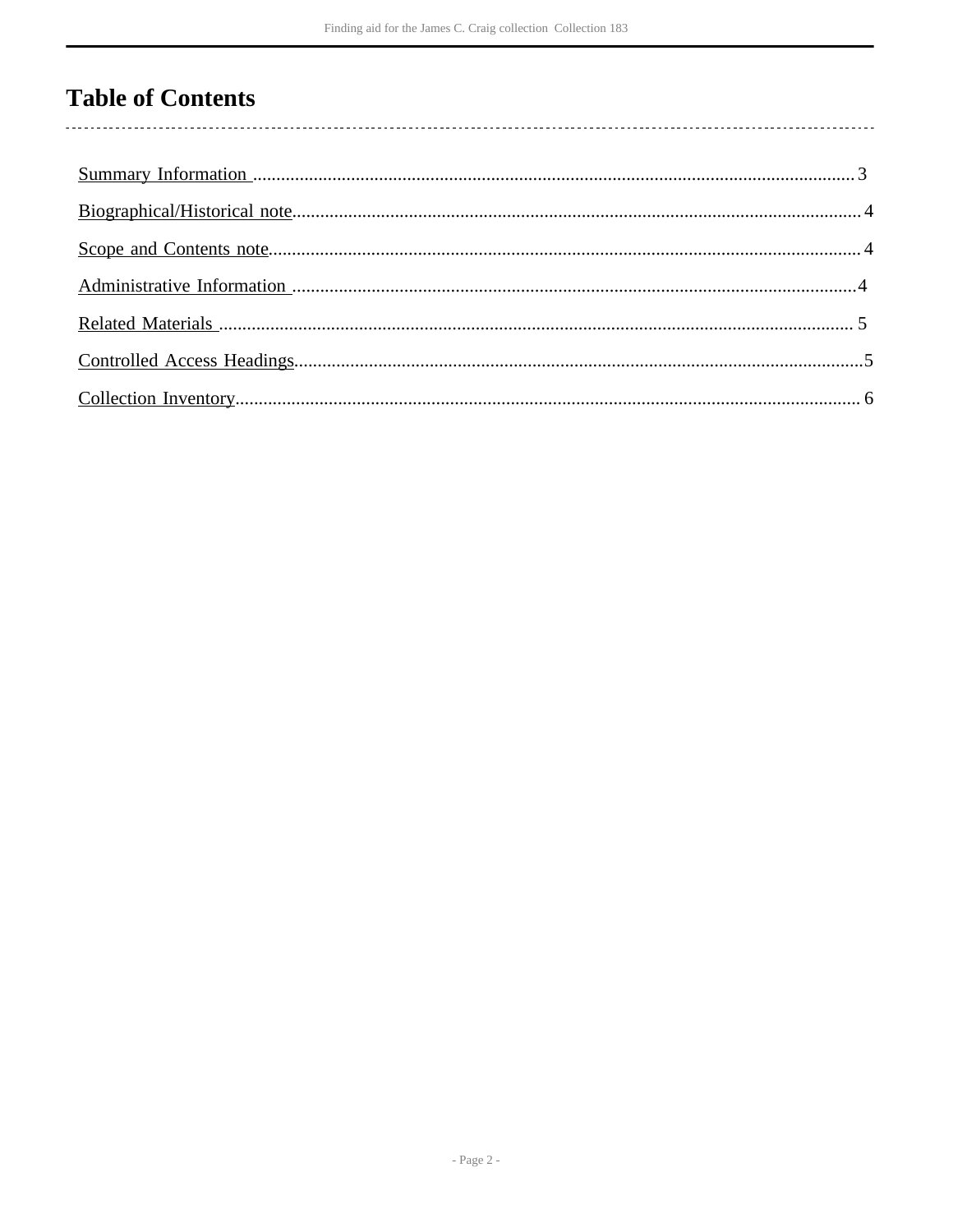# Table of Contents

Summary Information ............................................................. 3

Biographical/Historical note ..................................................... 4

Scope and Contents note ......................................................... 4

Administrative Information ...................................................... 4

Related Materials ................................................................. 5

Controlled Access Headings ..................................................... 5

Collection Inventory ............................................................... 6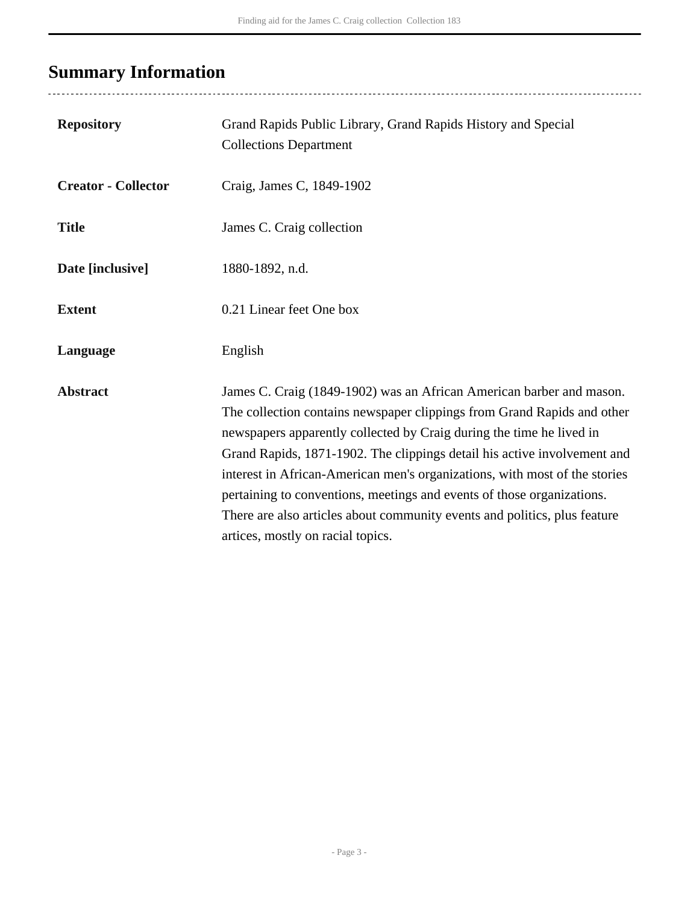## Summary Information

| | |
|---|---|
| **Repository** | Grand Rapids Public Library, Grand Rapids History and Special Collections Department |
| **Creator - Collector** | Craig, James C, 1849-1902 |
| **Title** | James C. Craig collection |
| **Date [inclusive]** | 1880-1892, n.d. |
| **Extent** | 0.21 Linear feet One box |
| **Language** | English |
| **Abstract** | James C. Craig (1849-1902) was an African American barber and mason. The collection contains newspaper clippings from Grand Rapids and other newspapers apparently collected by Craig during the time he lived in Grand Rapids, 1871-1902. The clippings detail his active involvement and interest in African-American men's organizations, with most of the stories pertaining to conventions, meetings and events of those organizations. There are also articles about community events and politics, plus feature artices, mostly on racial topics. |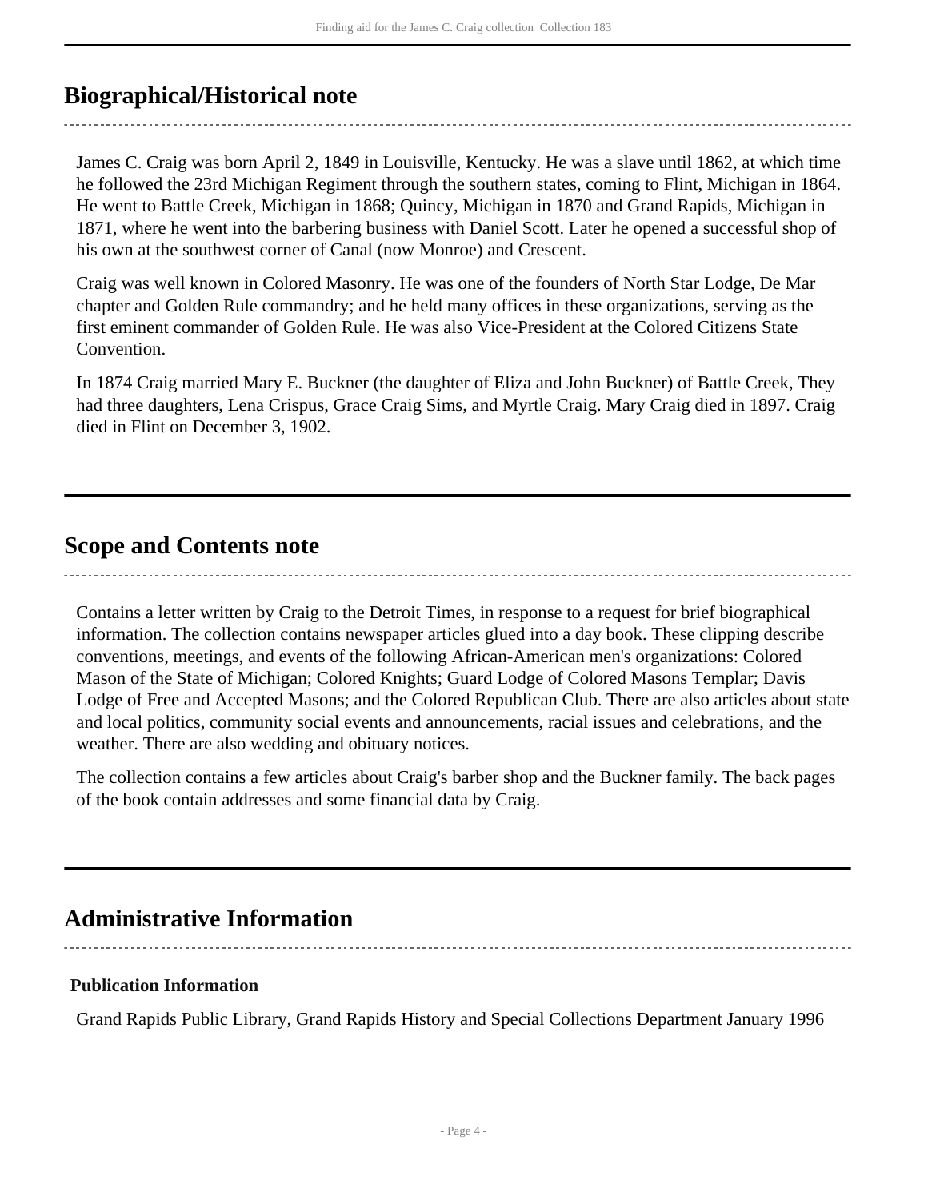## Biographical/Historical note

James C. Craig was born April 2, 1849 in Louisville, Kentucky. He was a slave until 1862, at which time he followed the 23rd Michigan Regiment through the southern states, coming to Flint, Michigan in 1864. He went to Battle Creek, Michigan in 1868; Quincy, Michigan in 1870 and Grand Rapids, Michigan in 1871, where he went into the barbering business with Daniel Scott. Later he opened a successful shop of his own at the southwest corner of Canal (now Monroe) and Crescent.

Craig was well known in Colored Masonry. He was one of the founders of North Star Lodge, De Mar chapter and Golden Rule commandry; and he held many offices in these organizations, serving as the first eminent commander of Golden Rule. He was also Vice-President at the Colored Citizens State Convention.

In 1874 Craig married Mary E. Buckner (the daughter of Eliza and John Buckner) of Battle Creek, They had three daughters, Lena Crispus, Grace Craig Sims, and Myrtle Craig. Mary Craig died in 1897. Craig died in Flint on December 3, 1902.

## Scope and Contents note

Contains a letter written by Craig to the Detroit Times, in response to a request for brief biographical information. The collection contains newspaper articles glued into a day book. These clipping describe conventions, meetings, and events of the following African-American men's organizations: Colored Mason of the State of Michigan; Colored Knights; Guard Lodge of Colored Masons Templar; Davis Lodge of Free and Accepted Masons; and the Colored Republican Club. There are also articles about state and local politics, community social events and announcements, racial issues and celebrations, and the weather. There are also wedding and obituary notices.

The collection contains a few articles about Craig's barber shop and the Buckner family. The back pages of the book contain addresses and some financial data by Craig.

## Administrative Information

### Publication Information

Grand Rapids Public Library, Grand Rapids History and Special Collections Department January 1996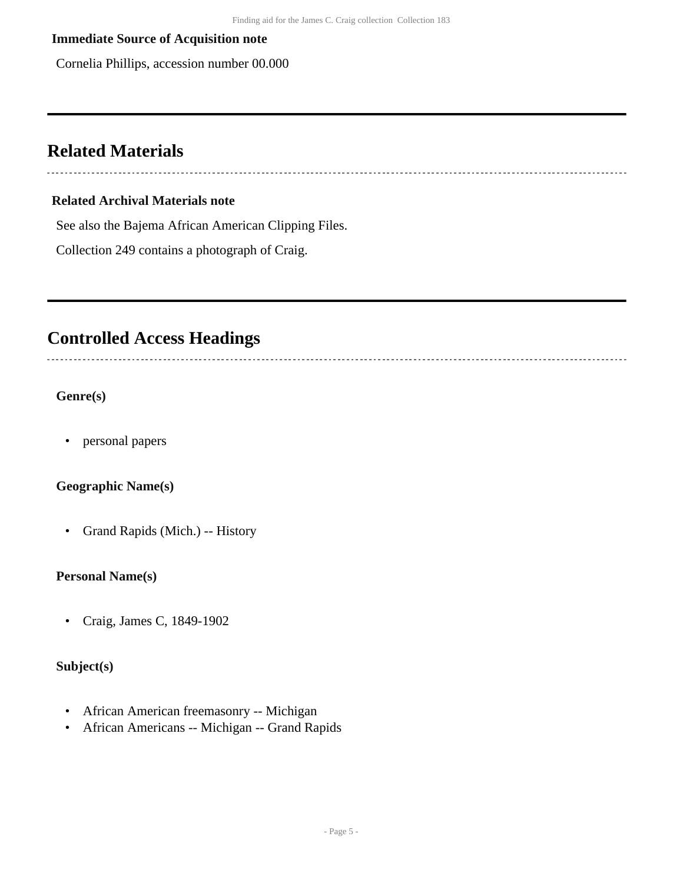**Immediate Source of Acquisition note**

Cornelia Phillips, accession number 00.000

## Related Materials

**Related Archival Materials note**

See also the Bajema African American Clipping Files.

Collection 249 contains a photograph of Craig.

## Controlled Access Headings

**Genre(s)**

- personal papers

**Geographic Name(s)**

- Grand Rapids (Mich.) -- History

**Personal Name(s)**

- Craig, James C, 1849-1902

**Subject(s)**

- African American freemasonry -- Michigan
- African Americans -- Michigan -- Grand Rapids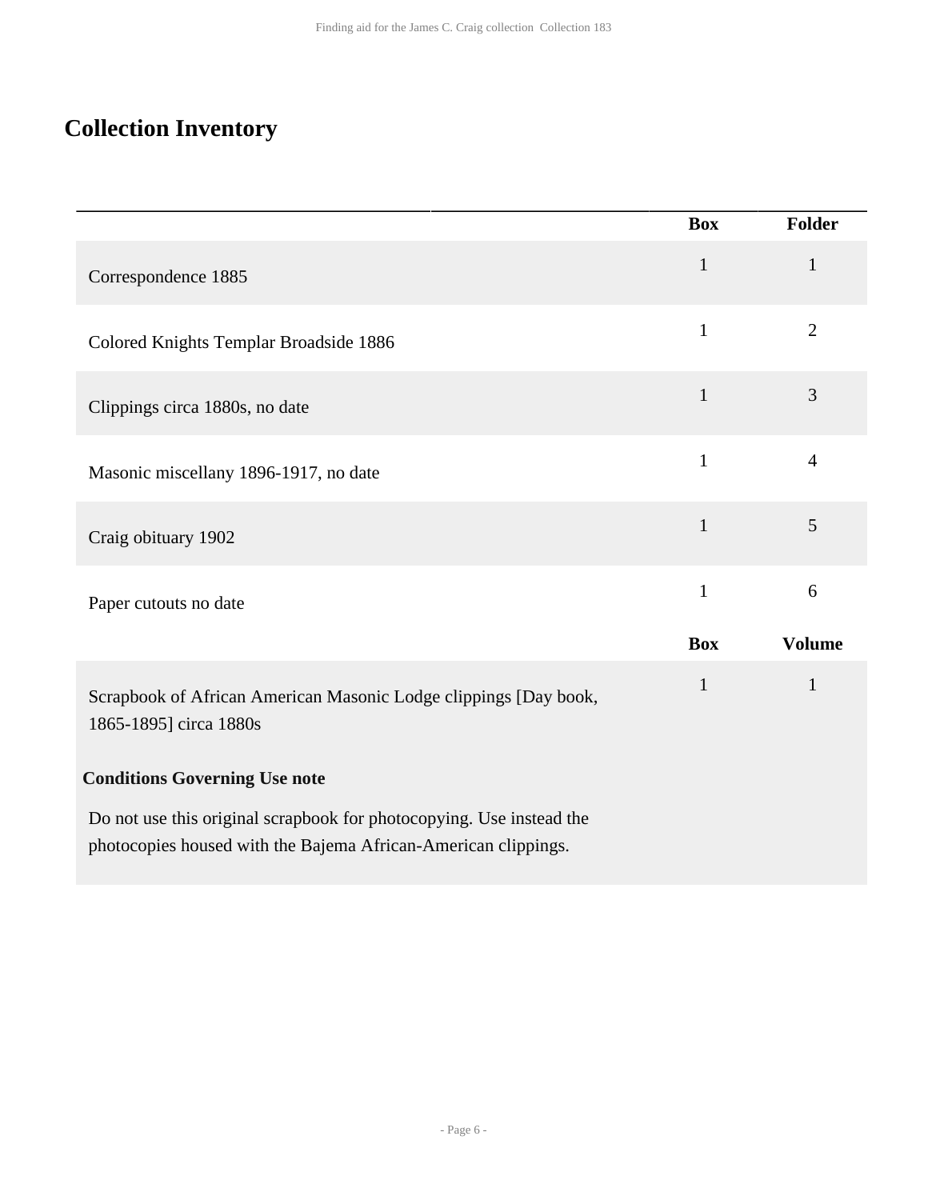## Collection Inventory

| | Box | Folder |
|---|---|---|
| Correspondence 1885 | 1 | 1 |
| Colored Knights Templar Broadside 1886 | 1 | 2 |
| Clippings circa 1880s, no date | 1 | 3 |
| Masonic miscellany 1896-1917, no date | 1 | 4 |
| Craig obituary 1902 | 1 | 5 |
| Paper cutouts no date | 1 | 6 |

| | Box | Volume |
|---|---|---|
| Scrapbook of African American Masonic Lodge clippings [Day book, 1865-1895] circa 1880s | 1 | 1 |

**Conditions Governing Use note**

Do not use this original scrapbook for photocopying. Use instead the photocopies housed with the Bajema African-American clippings.